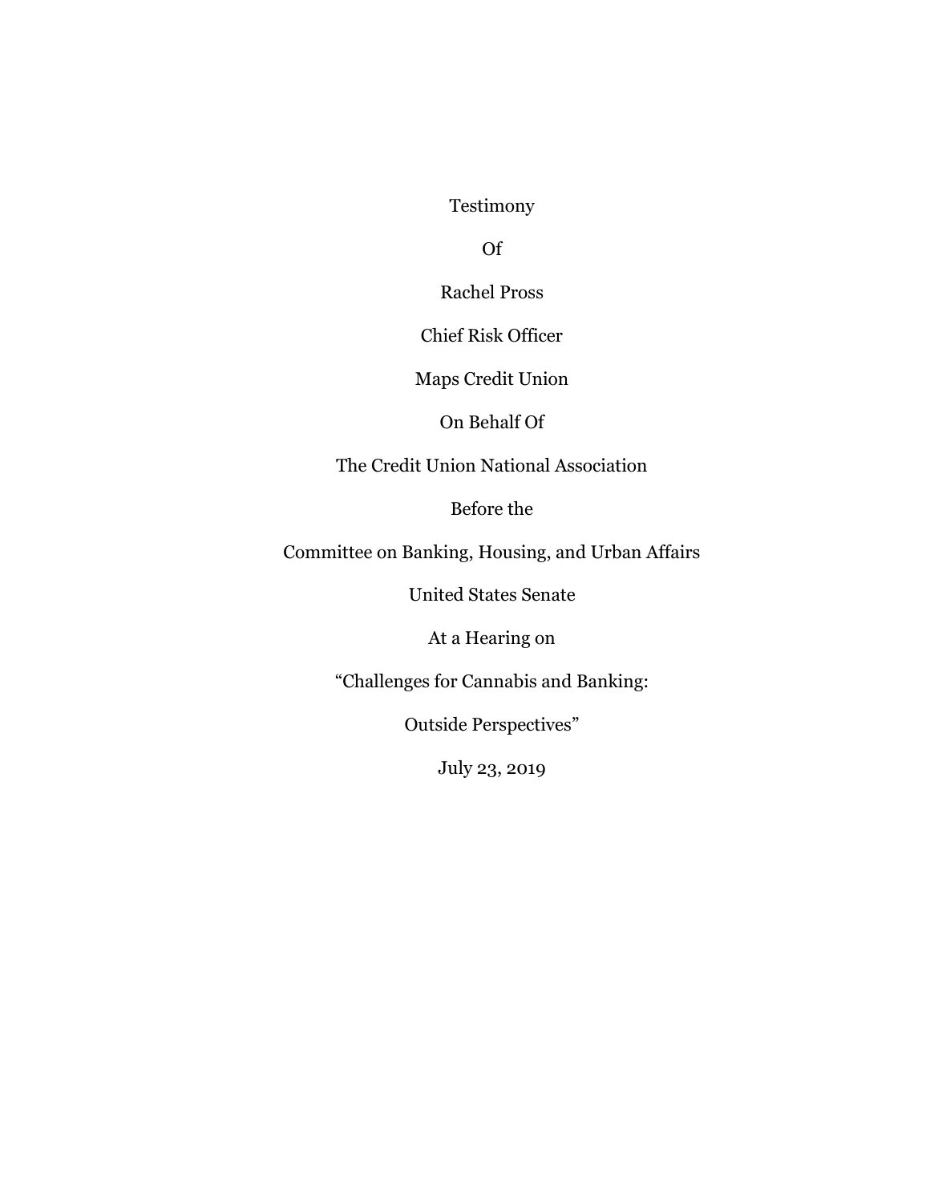Testimony

Of

Rachel Pross

Chief Risk Officer

Maps Credit Union

On Behalf Of

The Credit Union National Association

Before the

Committee on Banking, Housing, and Urban Affairs

United States Senate

At a Hearing on

"Challenges for Cannabis and Banking:

Outside Perspectives"

July 23, 2019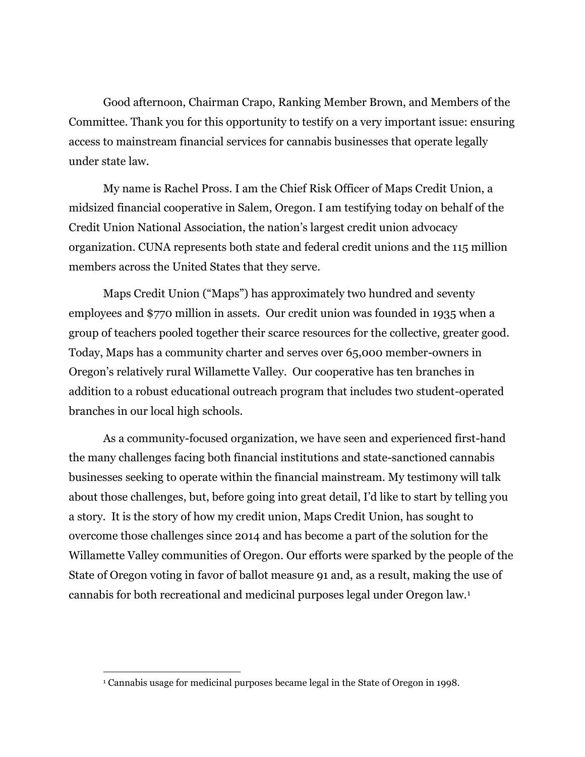Good afternoon, Chairman Crapo, Ranking Member Brown, and Members of the Committee. Thank you for this opportunity to testify on a very important issue: ensuring access to mainstream financial services for cannabis businesses that operate legally under state law.

My name is Rachel Pross. I am the Chief Risk Officer of Maps Credit Union, a midsized financial cooperative in Salem, Oregon. I am testifying today on behalf of the Credit Union National Association, the nation's largest credit union advocacy organization. CUNA represents both state and federal credit unions and the 115 million members across the United States that they serve.

Maps Credit Union ("Maps") has approximately two hundred and seventy employees and $770 million in assets. Our credit union was founded in 1935 when a group of teachers pooled together their scarce resources for the collective, greater good. Today, Maps has a community charter and serves over 65,000 member-owners in Oregon's relatively rural Willamette Valley. Our cooperative has ten branches in addition to a robust educational outreach program that includes two student-operated branches in our local high schools.

As a community-focused organization, we have seen and experienced first-hand the many challenges facing both financial institutions and state-sanctioned cannabis businesses seeking to operate within the financial mainstream. My testimony will talk about those challenges, but, before going into great detail, I'd like to start by telling you a story. It is the story of how my credit union, Maps Credit Union, has sought to overcome those challenges since 2014 and has become a part of the solution for the Willamette Valley communities of Oregon. Our efforts were sparked by the people of the State of Oregon voting in favor of ballot measure 91 and, as a result, making the use of cannabis for both recreational and medicinal purposes legal under Oregon law.[1]

---

[1] Cannabis usage for medicinal purposes became legal in the State of Oregon in 1998.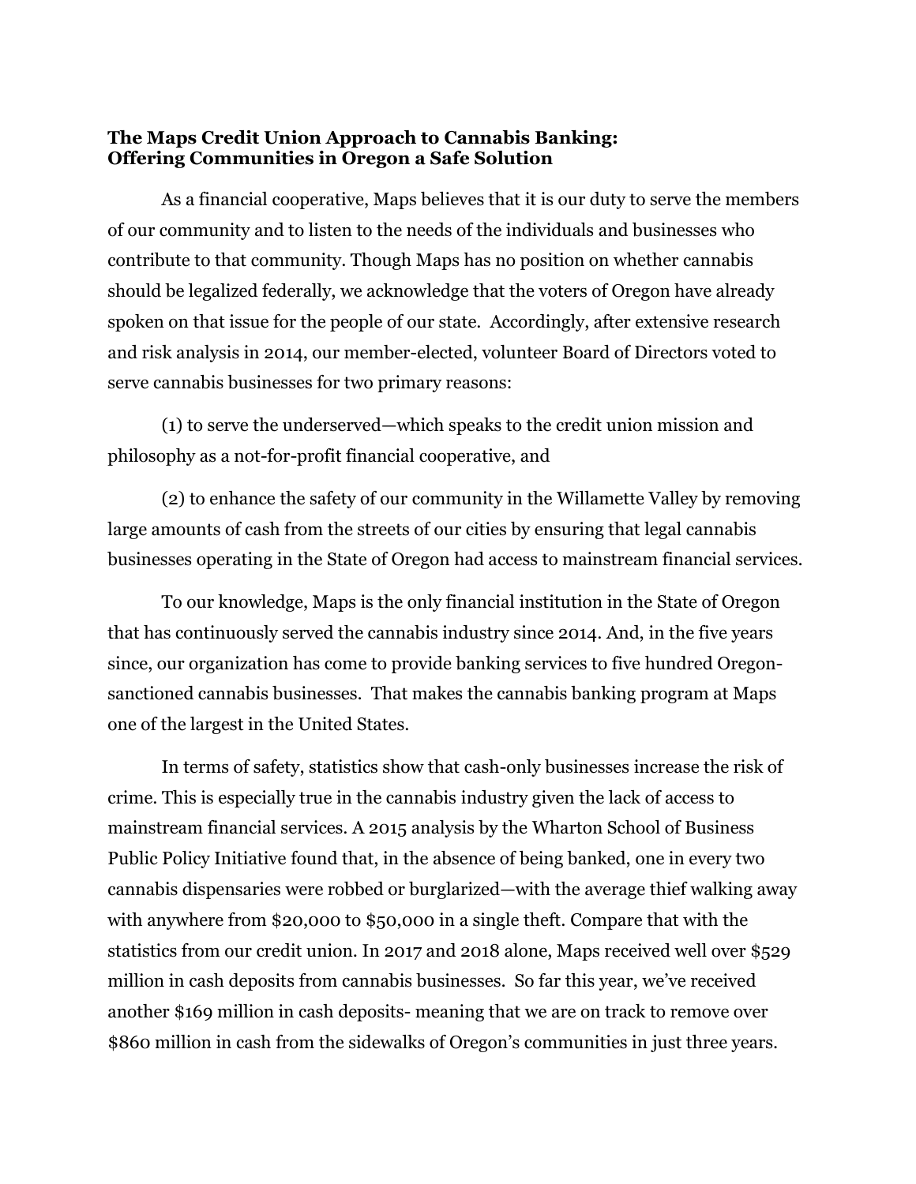## The Maps Credit Union Approach to Cannabis Banking: Offering Communities in Oregon a Safe Solution

As a financial cooperative, Maps believes that it is our duty to serve the members of our community and to listen to the needs of the individuals and businesses who contribute to that community. Though Maps has no position on whether cannabis should be legalized federally, we acknowledge that the voters of Oregon have already spoken on that issue for the people of our state. Accordingly, after extensive research and risk analysis in 2014, our member-elected, volunteer Board of Directors voted to serve cannabis businesses for two primary reasons:

(1) to serve the underserved—which speaks to the credit union mission and philosophy as a not-for-profit financial cooperative, and

(2) to enhance the safety of our community in the Willamette Valley by removing large amounts of cash from the streets of our cities by ensuring that legal cannabis businesses operating in the State of Oregon had access to mainstream financial services.

To our knowledge, Maps is the only financial institution in the State of Oregon that has continuously served the cannabis industry since 2014. And, in the five years since, our organization has come to provide banking services to five hundred Oregon-sanctioned cannabis businesses. That makes the cannabis banking program at Maps one of the largest in the United States.

In terms of safety, statistics show that cash-only businesses increase the risk of crime. This is especially true in the cannabis industry given the lack of access to mainstream financial services. A 2015 analysis by the Wharton School of Business Public Policy Initiative found that, in the absence of being banked, one in every two cannabis dispensaries were robbed or burglarized—with the average thief walking away with anywhere from $20,000 to $50,000 in a single theft. Compare that with the statistics from our credit union. In 2017 and 2018 alone, Maps received well over $529 million in cash deposits from cannabis businesses. So far this year, we've received another $169 million in cash deposits- meaning that we are on track to remove over $860 million in cash from the sidewalks of Oregon's communities in just three years.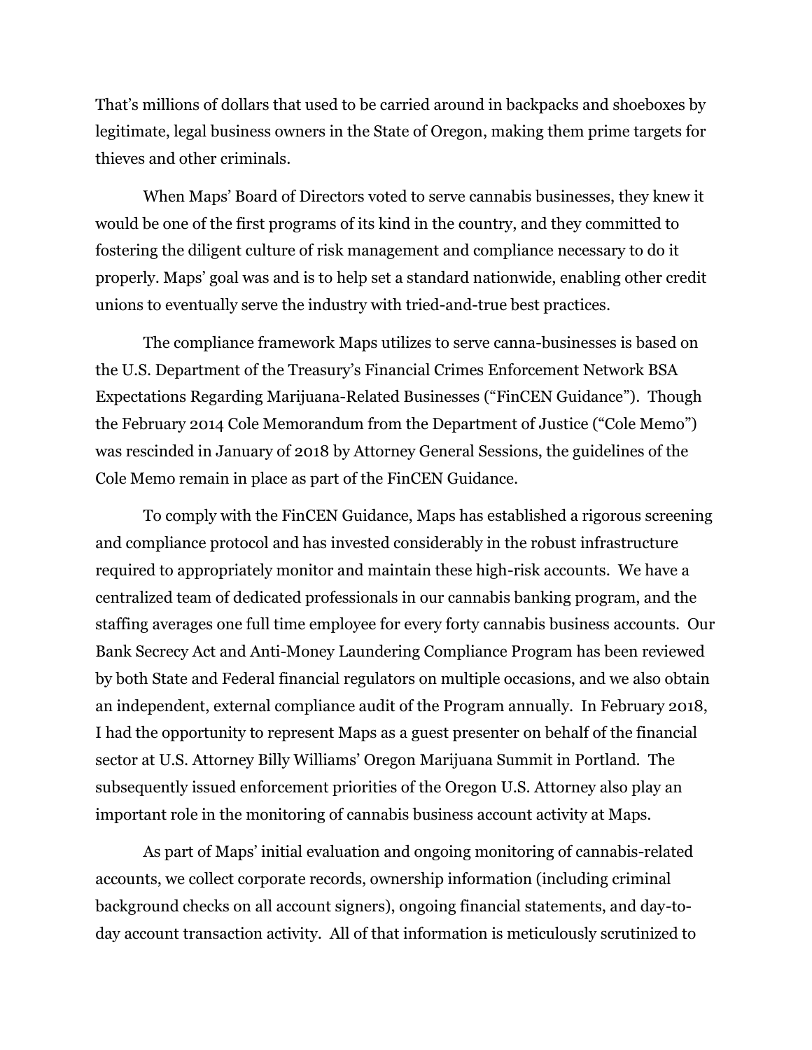That's millions of dollars that used to be carried around in backpacks and shoeboxes by legitimate, legal business owners in the State of Oregon, making them prime targets for thieves and other criminals.

When Maps' Board of Directors voted to serve cannabis businesses, they knew it would be one of the first programs of its kind in the country, and they committed to fostering the diligent culture of risk management and compliance necessary to do it properly. Maps' goal was and is to help set a standard nationwide, enabling other credit unions to eventually serve the industry with tried-and-true best practices.

The compliance framework Maps utilizes to serve canna-businesses is based on the U.S. Department of the Treasury's Financial Crimes Enforcement Network BSA Expectations Regarding Marijuana-Related Businesses ("FinCEN Guidance"). Though the February 2014 Cole Memorandum from the Department of Justice ("Cole Memo") was rescinded in January of 2018 by Attorney General Sessions, the guidelines of the Cole Memo remain in place as part of the FinCEN Guidance.

To comply with the FinCEN Guidance, Maps has established a rigorous screening and compliance protocol and has invested considerably in the robust infrastructure required to appropriately monitor and maintain these high-risk accounts. We have a centralized team of dedicated professionals in our cannabis banking program, and the staffing averages one full time employee for every forty cannabis business accounts. Our Bank Secrecy Act and Anti-Money Laundering Compliance Program has been reviewed by both State and Federal financial regulators on multiple occasions, and we also obtain an independent, external compliance audit of the Program annually. In February 2018, I had the opportunity to represent Maps as a guest presenter on behalf of the financial sector at U.S. Attorney Billy Williams' Oregon Marijuana Summit in Portland. The subsequently issued enforcement priorities of the Oregon U.S. Attorney also play an important role in the monitoring of cannabis business account activity at Maps.

As part of Maps' initial evaluation and ongoing monitoring of cannabis-related accounts, we collect corporate records, ownership information (including criminal background checks on all account signers), ongoing financial statements, and day-to-day account transaction activity. All of that information is meticulously scrutinized to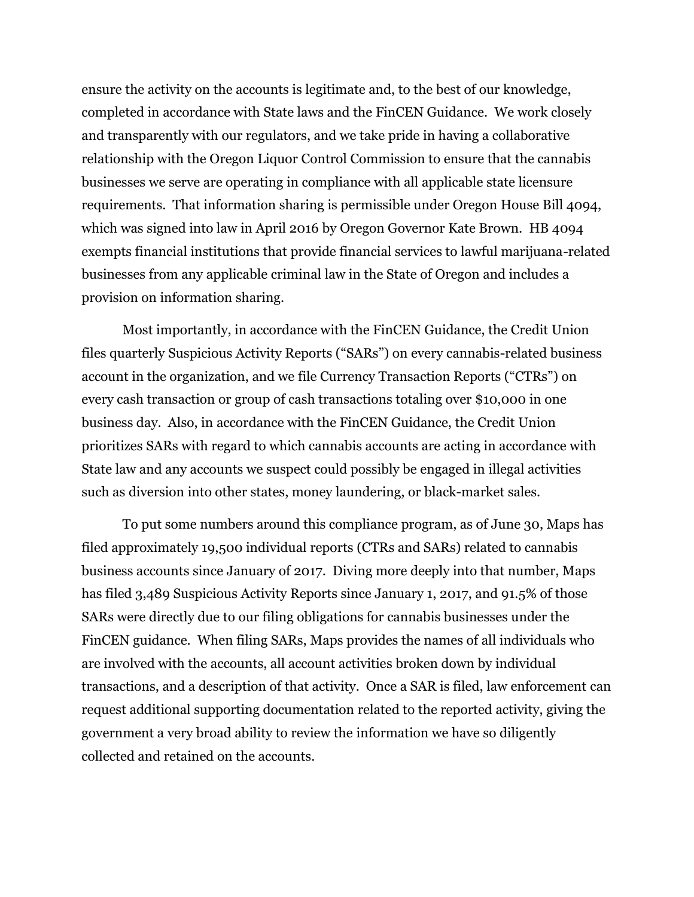ensure the activity on the accounts is legitimate and, to the best of our knowledge, completed in accordance with State laws and the FinCEN Guidance. We work closely and transparently with our regulators, and we take pride in having a collaborative relationship with the Oregon Liquor Control Commission to ensure that the cannabis businesses we serve are operating in compliance with all applicable state licensure requirements. That information sharing is permissible under Oregon House Bill 4094, which was signed into law in April 2016 by Oregon Governor Kate Brown. HB 4094 exempts financial institutions that provide financial services to lawful marijuana-related businesses from any applicable criminal law in the State of Oregon and includes a provision on information sharing.

Most importantly, in accordance with the FinCEN Guidance, the Credit Union files quarterly Suspicious Activity Reports ("SARs") on every cannabis-related business account in the organization, and we file Currency Transaction Reports ("CTRs") on every cash transaction or group of cash transactions totaling over $10,000 in one business day. Also, in accordance with the FinCEN Guidance, the Credit Union prioritizes SARs with regard to which cannabis accounts are acting in accordance with State law and any accounts we suspect could possibly be engaged in illegal activities such as diversion into other states, money laundering, or black-market sales.

To put some numbers around this compliance program, as of June 30, Maps has filed approximately 19,500 individual reports (CTRs and SARs) related to cannabis business accounts since January of 2017. Diving more deeply into that number, Maps has filed 3,489 Suspicious Activity Reports since January 1, 2017, and 91.5% of those SARs were directly due to our filing obligations for cannabis businesses under the FinCEN guidance. When filing SARs, Maps provides the names of all individuals who are involved with the accounts, all account activities broken down by individual transactions, and a description of that activity. Once a SAR is filed, law enforcement can request additional supporting documentation related to the reported activity, giving the government a very broad ability to review the information we have so diligently collected and retained on the accounts.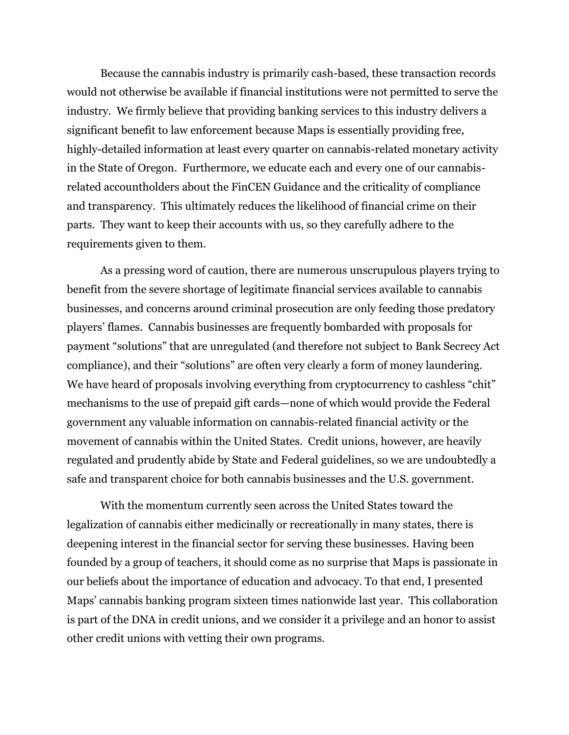Because the cannabis industry is primarily cash-based, these transaction records would not otherwise be available if financial institutions were not permitted to serve the industry. We firmly believe that providing banking services to this industry delivers a significant benefit to law enforcement because Maps is essentially providing free, highly-detailed information at least every quarter on cannabis-related monetary activity in the State of Oregon. Furthermore, we educate each and every one of our cannabis-related accountholders about the FinCEN Guidance and the criticality of compliance and transparency. This ultimately reduces the likelihood of financial crime on their parts. They want to keep their accounts with us, so they carefully adhere to the requirements given to them.

As a pressing word of caution, there are numerous unscrupulous players trying to benefit from the severe shortage of legitimate financial services available to cannabis businesses, and concerns around criminal prosecution are only feeding those predatory players' flames. Cannabis businesses are frequently bombarded with proposals for payment "solutions" that are unregulated (and therefore not subject to Bank Secrecy Act compliance), and their "solutions" are often very clearly a form of money laundering. We have heard of proposals involving everything from cryptocurrency to cashless "chit" mechanisms to the use of prepaid gift cards—none of which would provide the Federal government any valuable information on cannabis-related financial activity or the movement of cannabis within the United States. Credit unions, however, are heavily regulated and prudently abide by State and Federal guidelines, so we are undoubtedly a safe and transparent choice for both cannabis businesses and the U.S. government.

With the momentum currently seen across the United States toward the legalization of cannabis either medicinally or recreationally in many states, there is deepening interest in the financial sector for serving these businesses. Having been founded by a group of teachers, it should come as no surprise that Maps is passionate in our beliefs about the importance of education and advocacy. To that end, I presented Maps' cannabis banking program sixteen times nationwide last year. This collaboration is part of the DNA in credit unions, and we consider it a privilege and an honor to assist other credit unions with vetting their own programs.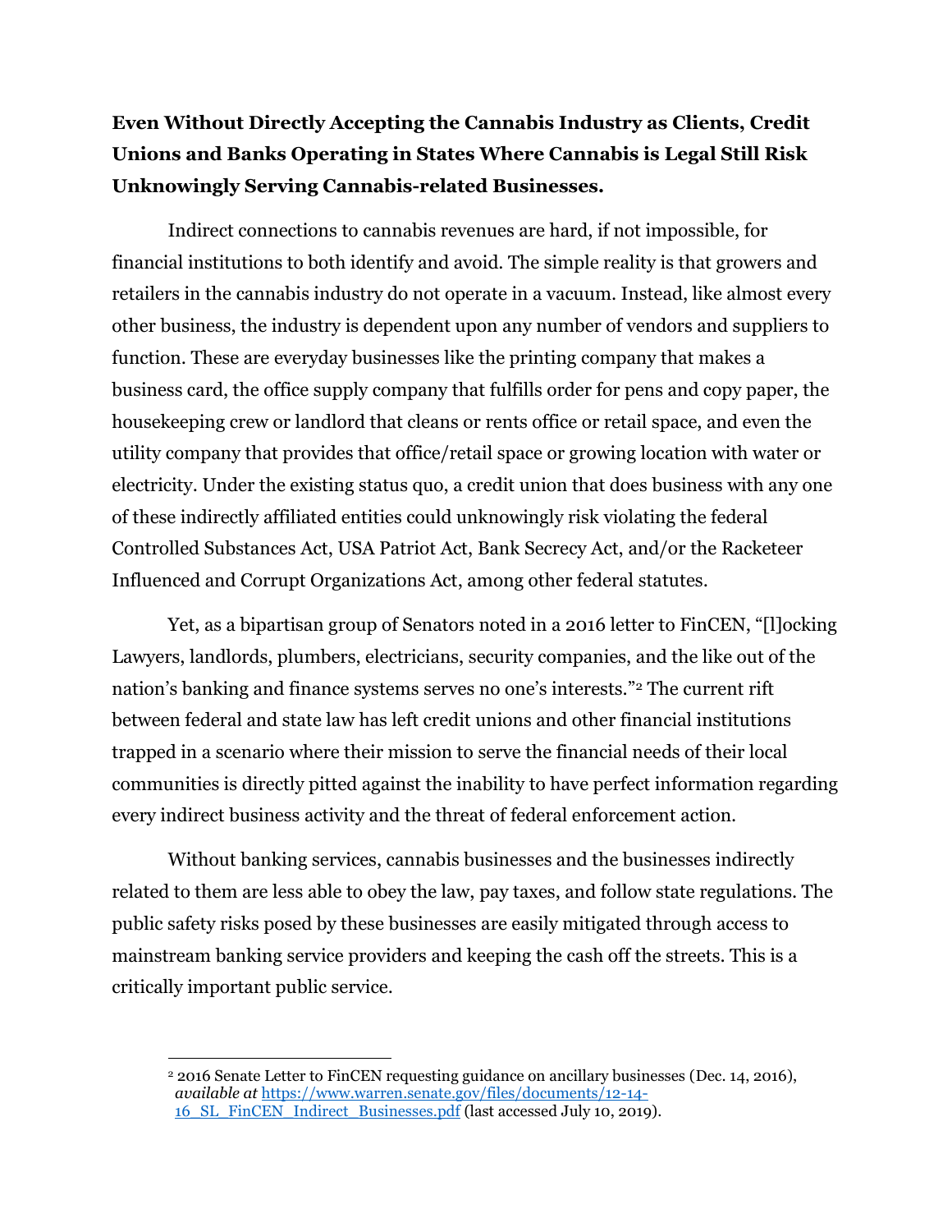**Even Without Directly Accepting the Cannabis Industry as Clients, Credit Unions and Banks Operating in States Where Cannabis is Legal Still Risk Unknowingly Serving Cannabis-related Businesses.**

Indirect connections to cannabis revenues are hard, if not impossible, for financial institutions to both identify and avoid. The simple reality is that growers and retailers in the cannabis industry do not operate in a vacuum. Instead, like almost every other business, the industry is dependent upon any number of vendors and suppliers to function. These are everyday businesses like the printing company that makes a business card, the office supply company that fulfills order for pens and copy paper, the housekeeping crew or landlord that cleans or rents office or retail space, and even the utility company that provides that office/retail space or growing location with water or electricity. Under the existing status quo, a credit union that does business with any one of these indirectly affiliated entities could unknowingly risk violating the federal Controlled Substances Act, USA Patriot Act, Bank Secrecy Act, and/or the Racketeer Influenced and Corrupt Organizations Act, among other federal statutes.

Yet, as a bipartisan group of Senators noted in a 2016 letter to FinCEN, "[l]ocking Lawyers, landlords, plumbers, electricians, security companies, and the like out of the nation's banking and finance systems serves no one's interests."[2] The current rift between federal and state law has left credit unions and other financial institutions trapped in a scenario where their mission to serve the financial needs of their local communities is directly pitted against the inability to have perfect information regarding every indirect business activity and the threat of federal enforcement action.

Without banking services, cannabis businesses and the businesses indirectly related to them are less able to obey the law, pay taxes, and follow state regulations. The public safety risks posed by these businesses are easily mitigated through access to mainstream banking service providers and keeping the cash off the streets. This is a critically important public service.

---

[2] 2016 Senate Letter to FinCEN requesting guidance on ancillary businesses (Dec. 14, 2016), *available at* [https://www.warren.senate.gov/files/documents/12-14-16_SL_FinCEN_Indirect_Businesses.pdf](https://www.warren.senate.gov/files/documents/12-14-16_SL_FinCEN_Indirect_Businesses.pdf) (last accessed July 10, 2019).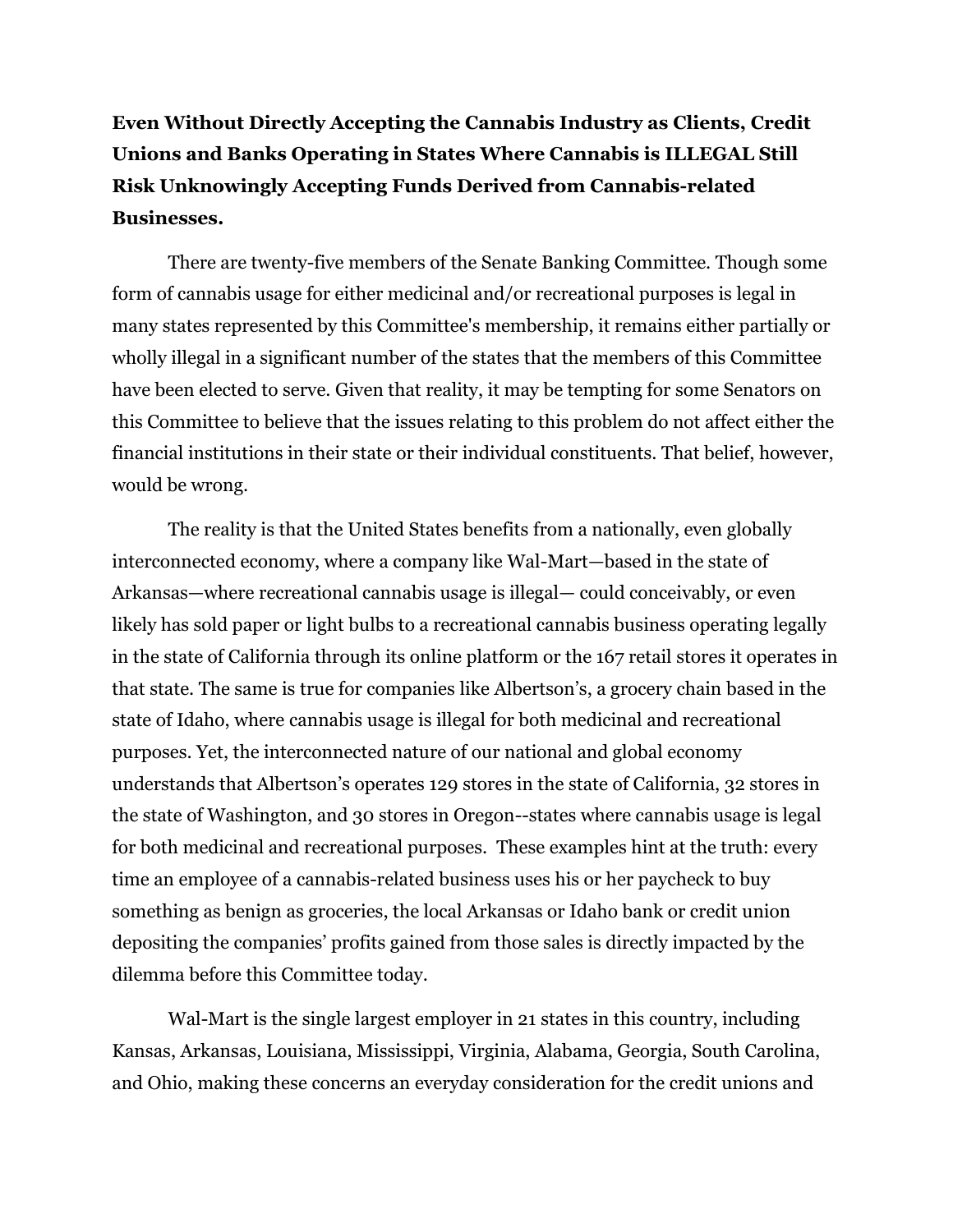**Even Without Directly Accepting the Cannabis Industry as Clients, Credit Unions and Banks Operating in States Where Cannabis is ILLEGAL Still Risk Unknowingly Accepting Funds Derived from Cannabis-related Businesses.**

There are twenty-five members of the Senate Banking Committee. Though some form of cannabis usage for either medicinal and/or recreational purposes is legal in many states represented by this Committee's membership, it remains either partially or wholly illegal in a significant number of the states that the members of this Committee have been elected to serve. Given that reality, it may be tempting for some Senators on this Committee to believe that the issues relating to this problem do not affect either the financial institutions in their state or their individual constituents. That belief, however, would be wrong.

The reality is that the United States benefits from a nationally, even globally interconnected economy, where a company like Wal-Mart—based in the state of Arkansas—where recreational cannabis usage is illegal— could conceivably, or even likely has sold paper or light bulbs to a recreational cannabis business operating legally in the state of California through its online platform or the 167 retail stores it operates in that state. The same is true for companies like Albertson's, a grocery chain based in the state of Idaho, where cannabis usage is illegal for both medicinal and recreational purposes. Yet, the interconnected nature of our national and global economy understands that Albertson's operates 129 stores in the state of California, 32 stores in the state of Washington, and 30 stores in Oregon--states where cannabis usage is legal for both medicinal and recreational purposes. These examples hint at the truth: every time an employee of a cannabis-related business uses his or her paycheck to buy something as benign as groceries, the local Arkansas or Idaho bank or credit union depositing the companies' profits gained from those sales is directly impacted by the dilemma before this Committee today.

Wal-Mart is the single largest employer in 21 states in this country, including Kansas, Arkansas, Louisiana, Mississippi, Virginia, Alabama, Georgia, South Carolina, and Ohio, making these concerns an everyday consideration for the credit unions and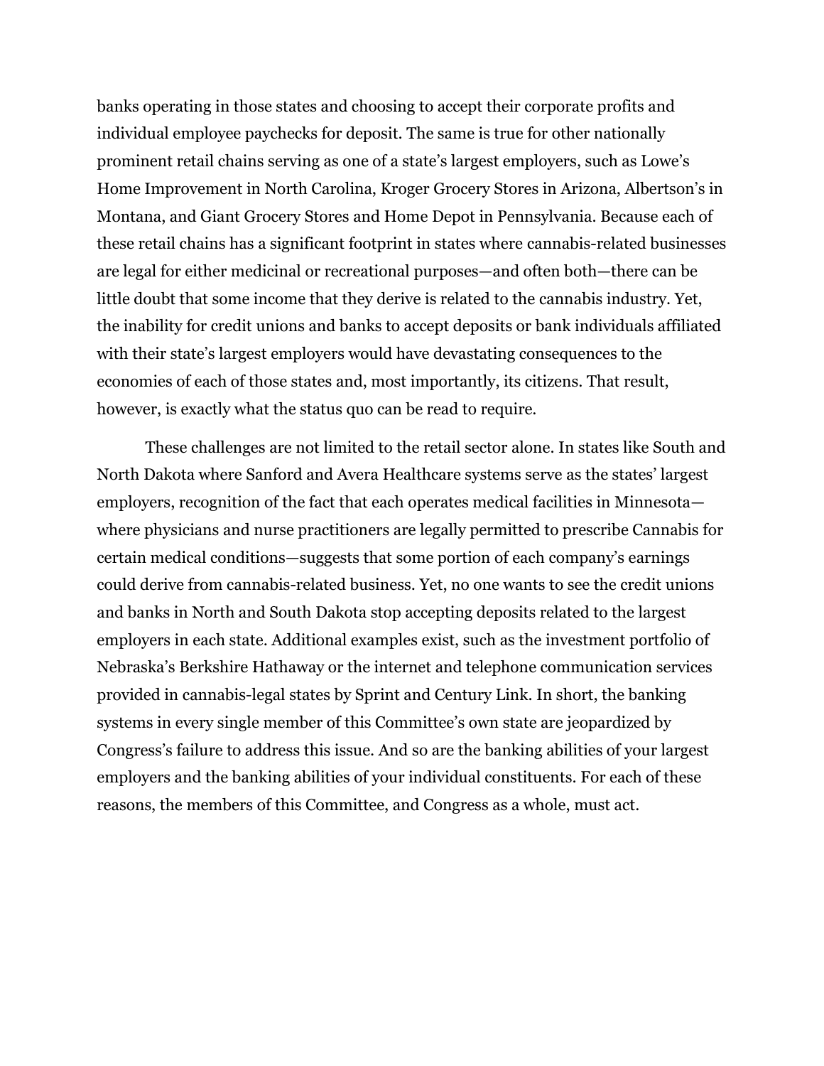banks operating in those states and choosing to accept their corporate profits and individual employee paychecks for deposit. The same is true for other nationally prominent retail chains serving as one of a state's largest employers, such as Lowe's Home Improvement in North Carolina, Kroger Grocery Stores in Arizona, Albertson's in Montana, and Giant Grocery Stores and Home Depot in Pennsylvania. Because each of these retail chains has a significant footprint in states where cannabis-related businesses are legal for either medicinal or recreational purposes—and often both—there can be little doubt that some income that they derive is related to the cannabis industry. Yet, the inability for credit unions and banks to accept deposits or bank individuals affiliated with their state's largest employers would have devastating consequences to the economies of each of those states and, most importantly, its citizens. That result, however, is exactly what the status quo can be read to require.

These challenges are not limited to the retail sector alone. In states like South and North Dakota where Sanford and Avera Healthcare systems serve as the states' largest employers, recognition of the fact that each operates medical facilities in Minnesota—where physicians and nurse practitioners are legally permitted to prescribe Cannabis for certain medical conditions—suggests that some portion of each company's earnings could derive from cannabis-related business. Yet, no one wants to see the credit unions and banks in North and South Dakota stop accepting deposits related to the largest employers in each state. Additional examples exist, such as the investment portfolio of Nebraska's Berkshire Hathaway or the internet and telephone communication services provided in cannabis-legal states by Sprint and Century Link. In short, the banking systems in every single member of this Committee's own state are jeopardized by Congress's failure to address this issue. And so are the banking abilities of your largest employers and the banking abilities of your individual constituents. For each of these reasons, the members of this Committee, and Congress as a whole, must act.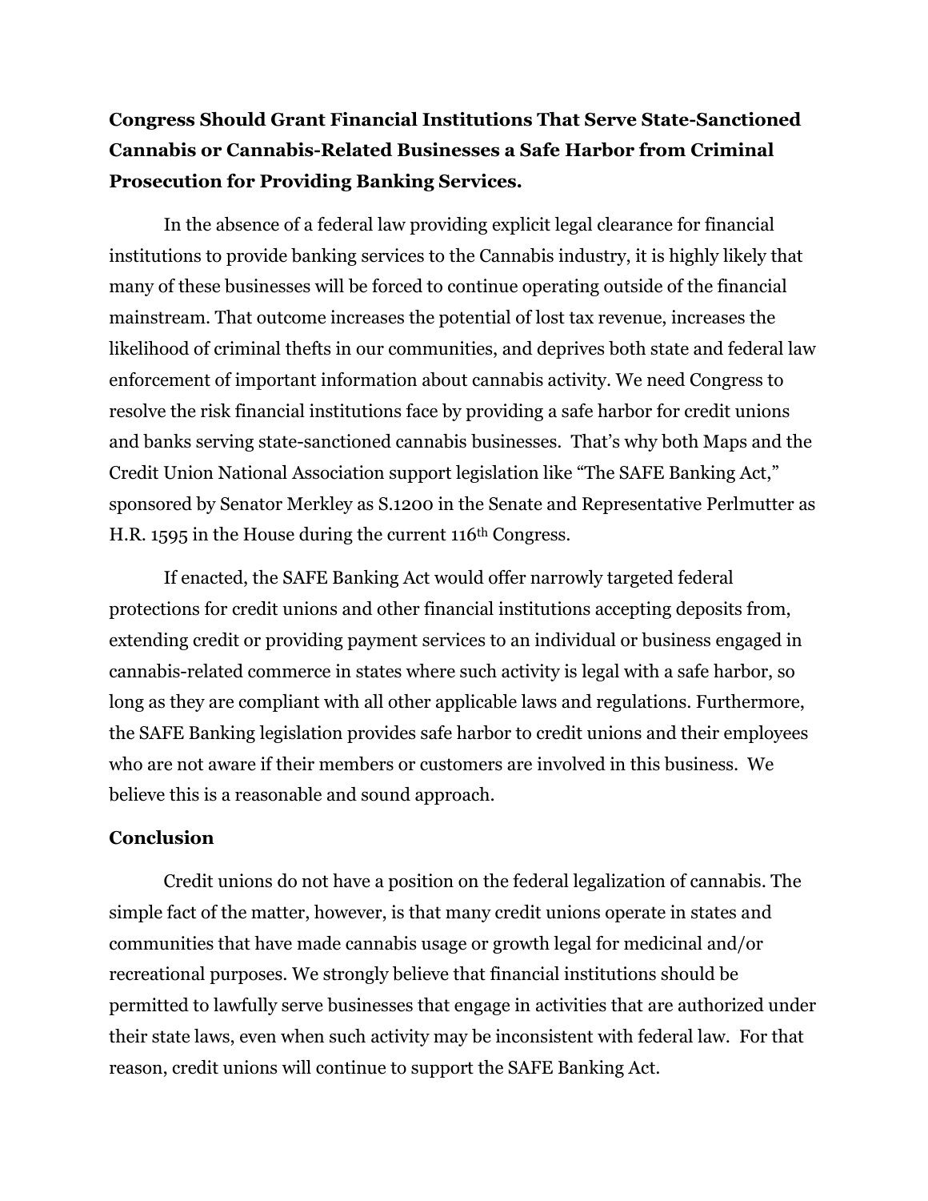**Congress Should Grant Financial Institutions That Serve State-Sanctioned Cannabis or Cannabis-Related Businesses a Safe Harbor from Criminal Prosecution for Providing Banking Services.**

In the absence of a federal law providing explicit legal clearance for financial institutions to provide banking services to the Cannabis industry, it is highly likely that many of these businesses will be forced to continue operating outside of the financial mainstream. That outcome increases the potential of lost tax revenue, increases the likelihood of criminal thefts in our communities, and deprives both state and federal law enforcement of important information about cannabis activity. We need Congress to resolve the risk financial institutions face by providing a safe harbor for credit unions and banks serving state-sanctioned cannabis businesses. That's why both Maps and the Credit Union National Association support legislation like "The SAFE Banking Act," sponsored by Senator Merkley as S.1200 in the Senate and Representative Perlmutter as H.R. 1595 in the House during the current 116th Congress.

If enacted, the SAFE Banking Act would offer narrowly targeted federal protections for credit unions and other financial institutions accepting deposits from, extending credit or providing payment services to an individual or business engaged in cannabis-related commerce in states where such activity is legal with a safe harbor, so long as they are compliant with all other applicable laws and regulations. Furthermore, the SAFE Banking legislation provides safe harbor to credit unions and their employees who are not aware if their members or customers are involved in this business. We believe this is a reasonable and sound approach.

## Conclusion

Credit unions do not have a position on the federal legalization of cannabis. The simple fact of the matter, however, is that many credit unions operate in states and communities that have made cannabis usage or growth legal for medicinal and/or recreational purposes. We strongly believe that financial institutions should be permitted to lawfully serve businesses that engage in activities that are authorized under their state laws, even when such activity may be inconsistent with federal law. For that reason, credit unions will continue to support the SAFE Banking Act.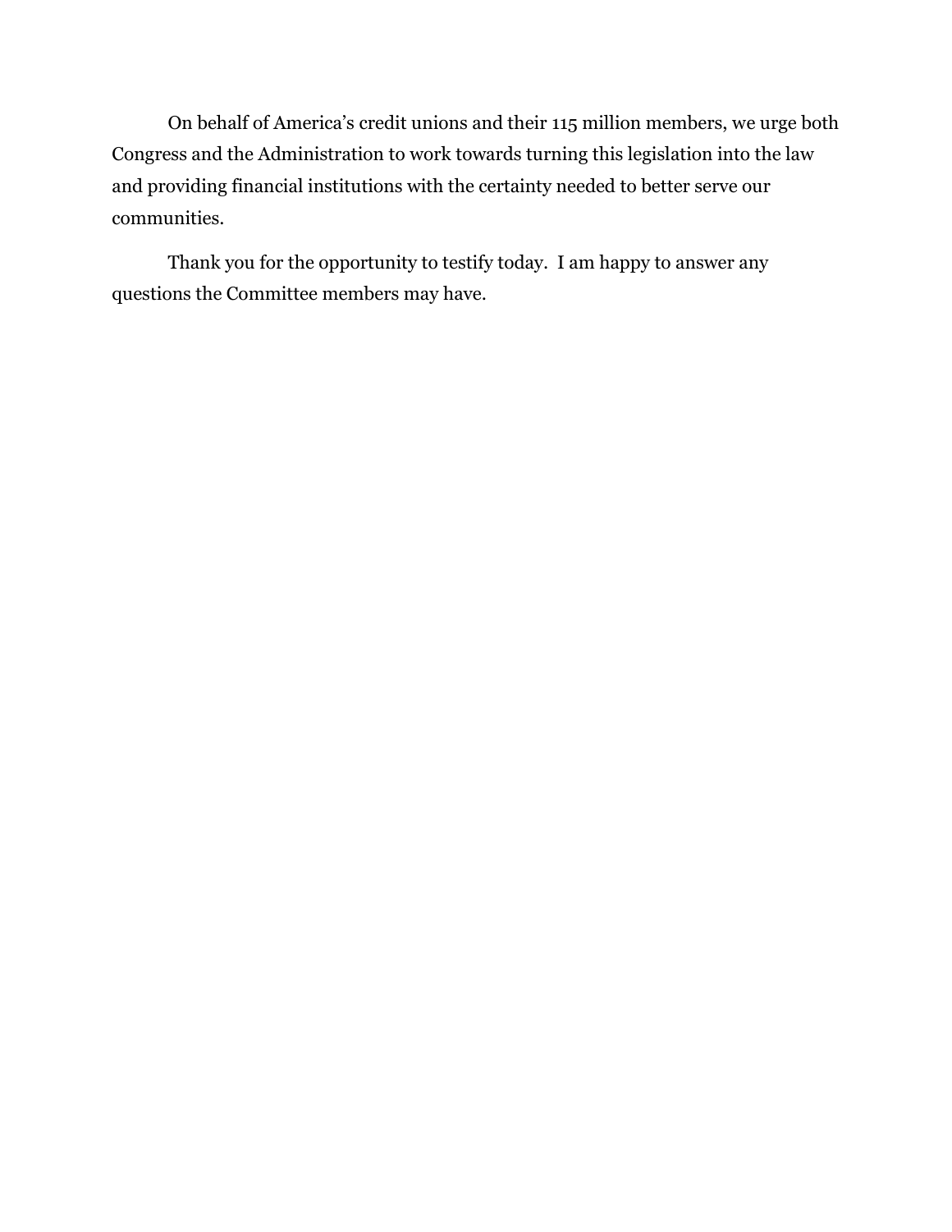On behalf of America's credit unions and their 115 million members, we urge both Congress and the Administration to work towards turning this legislation into the law and providing financial institutions with the certainty needed to better serve our communities.

Thank you for the opportunity to testify today. I am happy to answer any questions the Committee members may have.